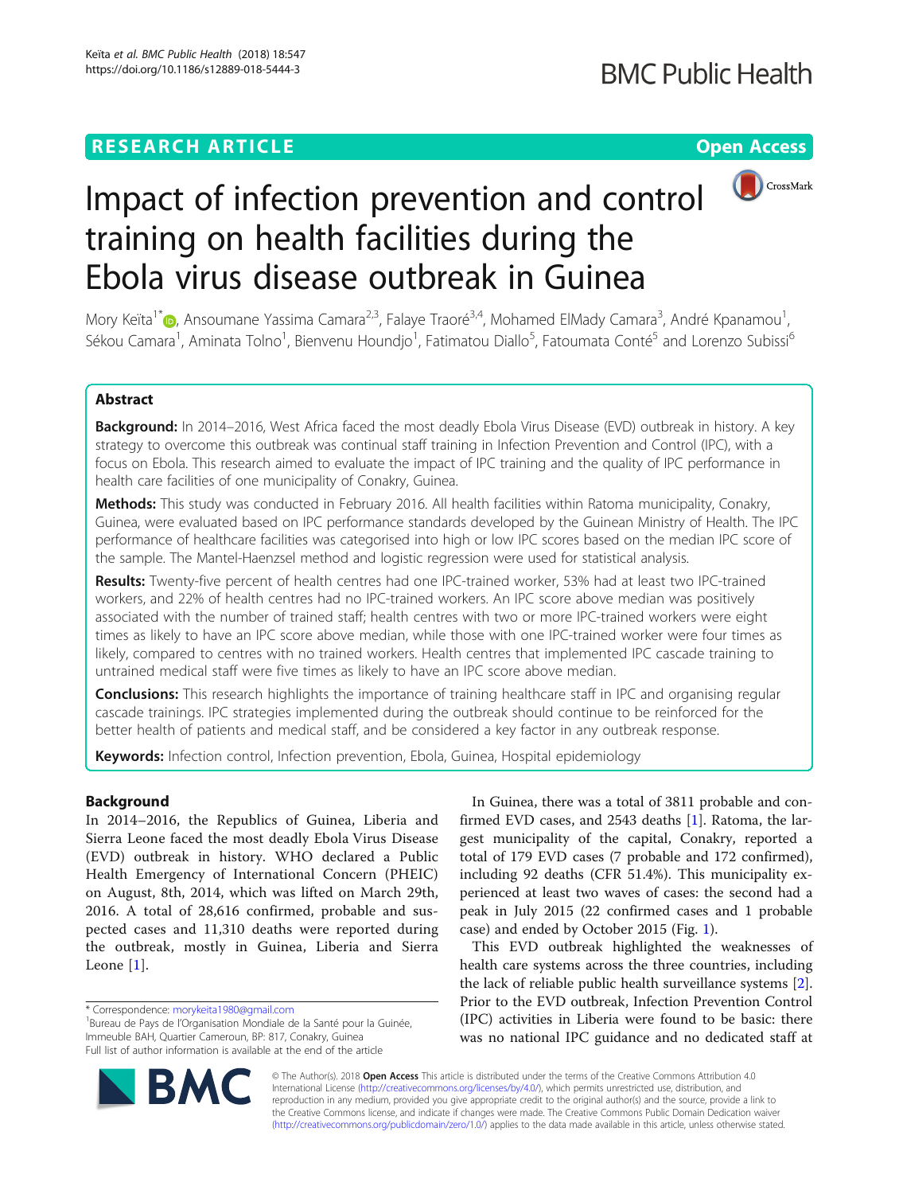RESEARCH ARTICLE

Open Access

# Impact of infection prevention and control training on health facilities during the Ebola virus disease outbreak in Guinea

Mory Keïta[1*], Ansoumane Yassima Camara[2,3], Falaye Traoré[3,4], Mohamed ElMady Camara[3], André Kpanamou[1], Sékou Camara[1], Aminata Tolno[1], Bienvenu Houndjo[1], Fatimatou Diallo[5], Fatoumata Conté[5] and Lorenzo Subissi[6]

## Abstract

**Background:** In 2014–2016, West Africa faced the most deadly Ebola Virus Disease (EVD) outbreak in history. A key strategy to overcome this outbreak was continual staff training in Infection Prevention and Control (IPC), with a focus on Ebola. This research aimed to evaluate the impact of IPC training and the quality of IPC performance in health care facilities of one municipality of Conakry, Guinea.

**Methods:** This study was conducted in February 2016. All health facilities within Ratoma municipality, Conakry, Guinea, were evaluated based on IPC performance standards developed by the Guinean Ministry of Health. The IPC performance of healthcare facilities was categorised into high or low IPC scores based on the median IPC score of the sample. The Mantel-Haenzsel method and logistic regression were used for statistical analysis.

**Results:** Twenty-five percent of health centres had one IPC-trained worker, 53% had at least two IPC-trained workers, and 22% of health centres had no IPC-trained workers. An IPC score above median was positively associated with the number of trained staff; health centres with two or more IPC-trained workers were eight times as likely to have an IPC score above median, while those with one IPC-trained worker were four times as likely, compared to centres with no trained workers. Health centres that implemented IPC cascade training to untrained medical staff were five times as likely to have an IPC score above median.

**Conclusions:** This research highlights the importance of training healthcare staff in IPC and organising regular cascade trainings. IPC strategies implemented during the outbreak should continue to be reinforced for the better health of patients and medical staff, and be considered a key factor in any outbreak response.

**Keywords:** Infection control, Infection prevention, Ebola, Guinea, Hospital epidemiology

## Background

In 2014–2016, the Republics of Guinea, Liberia and Sierra Leone faced the most deadly Ebola Virus Disease (EVD) outbreak in history. WHO declared a Public Health Emergency of International Concern (PHEIC) on August, 8th, 2014, which was lifted on March 29th, 2016. A total of 28,616 confirmed, probable and suspected cases and 11,310 deaths were reported during the outbreak, mostly in Guinea, Liberia and Sierra Leone [1].

In Guinea, there was a total of 3811 probable and confirmed EVD cases, and 2543 deaths [1]. Ratoma, the largest municipality of the capital, Conakry, reported a total of 179 EVD cases (7 probable and 172 confirmed), including 92 deaths (CFR 51.4%). This municipality experienced at least two waves of cases: the second had a peak in July 2015 (22 confirmed cases and 1 probable case) and ended by October 2015 (Fig. 1).

This EVD outbreak highlighted the weaknesses of health care systems across the three countries, including the lack of reliable public health surveillance systems [2]. Prior to the EVD outbreak, Infection Prevention Control (IPC) activities in Liberia were found to be basic: there was no national IPC guidance and no dedicated staff at

\* Correspondence: morykeita1980@gmail.com
[1]Bureau de Pays de l'Organisation Mondiale de la Santé pour la Guinée, Immeuble BAH, Quartier Cameroun, BP: 817, Conakry, Guinea
Full list of author information is available at the end of the article

© The Author(s). 2018 **Open Access** This article is distributed under the terms of the Creative Commons Attribution 4.0 International License (http://creativecommons.org/licenses/by/4.0/), which permits unrestricted use, distribution, and reproduction in any medium, provided you give appropriate credit to the original author(s) and the source, provide a link to the Creative Commons license, and indicate if changes were made. The Creative Commons Public Domain Dedication waiver (http://creativecommons.org/publicdomain/zero/1.0/) applies to the data made available in this article, unless otherwise stated.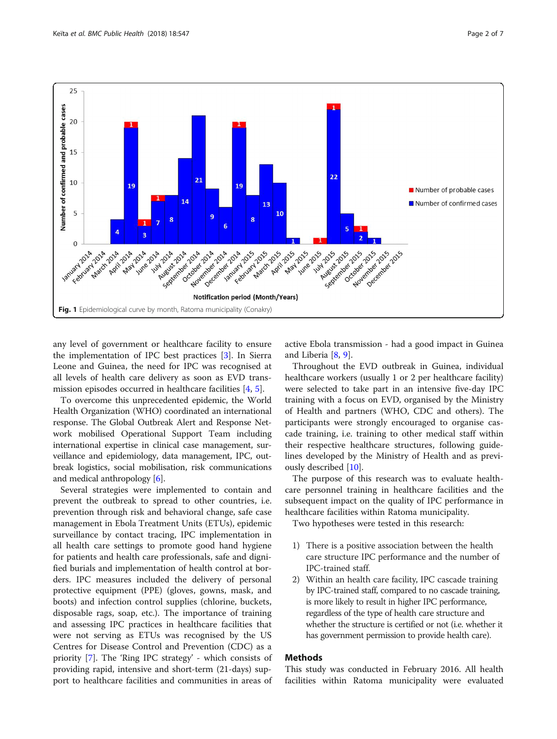Fig. 1 Epidemiological curve by month, Ratoma municipality (Conakry)

any level of government or healthcare facility to ensure the implementation of IPC best practices [3]. In Sierra Leone and Guinea, the need for IPC was recognised at all levels of health care delivery as soon as EVD transmission episodes occurred in healthcare facilities [4, 5].

To overcome this unprecedented epidemic, the World Health Organization (WHO) coordinated an international response. The Global Outbreak Alert and Response Network mobilised Operational Support Team including international expertise in clinical case management, surveillance and epidemiology, data management, IPC, outbreak logistics, social mobilisation, risk communications and medical anthropology [6].

Several strategies were implemented to contain and prevent the outbreak to spread to other countries, i.e. prevention through risk and behavioral change, safe case management in Ebola Treatment Units (ETUs), epidemic surveillance by contact tracing, IPC implementation in all health care settings to promote good hand hygiene for patients and health care professionals, safe and dignified burials and implementation of health control at borders. IPC measures included the delivery of personal protective equipment (PPE) (gloves, gowns, mask, and boots) and infection control supplies (chlorine, buckets, disposable rags, soap, etc.). The importance of training and assessing IPC practices in healthcare facilities that were not serving as ETUs was recognised by the US Centres for Disease Control and Prevention (CDC) as a priority [7]. The 'Ring IPC strategy' - which consists of providing rapid, intensive and short-term (21-days) support to healthcare facilities and communities in areas of active Ebola transmission - had a good impact in Guinea and Liberia [8, 9].

Throughout the EVD outbreak in Guinea, individual healthcare workers (usually 1 or 2 per healthcare facility) were selected to take part in an intensive five-day IPC training with a focus on EVD, organised by the Ministry of Health and partners (WHO, CDC and others). The participants were strongly encouraged to organise cascade training, i.e. training to other medical staff within their respective healthcare structures, following guidelines developed by the Ministry of Health and as previously described [10].

The purpose of this research was to evaluate healthcare personnel training in healthcare facilities and the subsequent impact on the quality of IPC performance in healthcare facilities within Ratoma municipality.

Two hypotheses were tested in this research:

1) There is a positive association between the health care structure IPC performance and the number of IPC-trained staff.
2) Within an health care facility, IPC cascade training by IPC-trained staff, compared to no cascade training, is more likely to result in higher IPC performance, regardless of the type of health care structure and whether the structure is certified or not (i.e. whether it has government permission to provide health care).

## Methods

This study was conducted in February 2016. All health facilities within Ratoma municipality were evaluated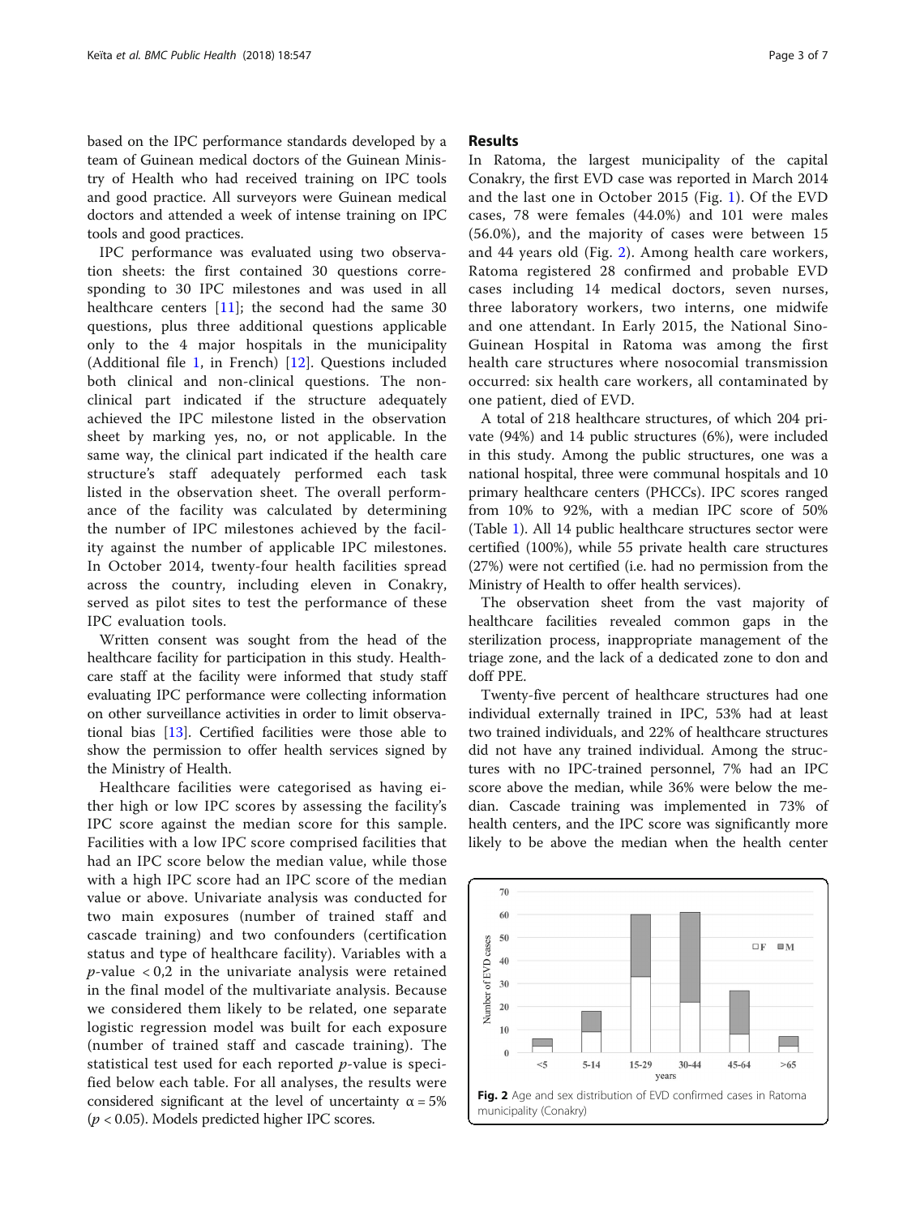based on the IPC performance standards developed by a team of Guinean medical doctors of the Guinean Ministry of Health who had received training on IPC tools and good practice. All surveyors were Guinean medical doctors and attended a week of intense training on IPC tools and good practices.

IPC performance was evaluated using two observation sheets: the first contained 30 questions corresponding to 30 IPC milestones and was used in all healthcare centers [11]; the second had the same 30 questions, plus three additional questions applicable only to the 4 major hospitals in the municipality (Additional file 1, in French) [12]. Questions included both clinical and non-clinical questions. The non-clinical part indicated if the structure adequately achieved the IPC milestone listed in the observation sheet by marking yes, no, or not applicable. In the same way, the clinical part indicated if the health care structure's staff adequately performed each task listed in the observation sheet. The overall performance of the facility was calculated by determining the number of IPC milestones achieved by the facility against the number of applicable IPC milestones. In October 2014, twenty-four health facilities spread across the country, including eleven in Conakry, served as pilot sites to test the performance of these IPC evaluation tools.

Written consent was sought from the head of the healthcare facility for participation in this study. Healthcare staff at the facility were informed that study staff evaluating IPC performance were collecting information on other surveillance activities in order to limit observational bias [13]. Certified facilities were those able to show the permission to offer health services signed by the Ministry of Health.

Healthcare facilities were categorised as having either high or low IPC scores by assessing the facility's IPC score against the median score for this sample. Facilities with a low IPC score comprised facilities that had an IPC score below the median value, while those with a high IPC score had an IPC score of the median value or above. Univariate analysis was conducted for two main exposures (number of trained staff and cascade training) and two confounders (certification status and type of healthcare facility). Variables with a $p$-value $< 0,2$ in the univariate analysis were retained in the final model of the multivariate analysis. Because we considered them likely to be related, one separate logistic regression model was built for each exposure (number of trained staff and cascade training). The statistical test used for each reported $p$-value is specified below each table. For all analyses, the results were considered significant at the level of uncertainty $\alpha = 5\%$ ($p < 0.05$). Models predicted higher IPC scores.

## Results

In Ratoma, the largest municipality of the capital Conakry, the first EVD case was reported in March 2014 and the last one in October 2015 (Fig. 1). Of the EVD cases, 78 were females (44.0%) and 101 were males (56.0%), and the majority of cases were between 15 and 44 years old (Fig. 2). Among health care workers, Ratoma registered 28 confirmed and probable EVD cases including 14 medical doctors, seven nurses, three laboratory workers, two interns, one midwife and one attendant. In Early 2015, the National Sino-Guinean Hospital in Ratoma was among the first health care structures where nosocomial transmission occurred: six health care workers, all contaminated by one patient, died of EVD.

A total of 218 healthcare structures, of which 204 private (94%) and 14 public structures (6%), were included in this study. Among the public structures, one was a national hospital, three were communal hospitals and 10 primary healthcare centers (PHCCs). IPC scores ranged from 10% to 92%, with a median IPC score of 50% (Table 1). All 14 public healthcare structures sector were certified (100%), while 55 private health care structures (27%) were not certified (i.e. had no permission from the Ministry of Health to offer health services).

The observation sheet from the vast majority of healthcare facilities revealed common gaps in the sterilization process, inappropriate management of the triage zone, and the lack of a dedicated zone to don and doff PPE.

Twenty-five percent of healthcare structures had one individual externally trained in IPC, 53% had at least two trained individuals, and 22% of healthcare structures did not have any trained individual. Among the structures with no IPC-trained personnel, 7% had an IPC score above the median, while 36% were below the median. Cascade training was implemented in 73% of health centers, and the IPC score was significantly more likely to be above the median when the health center

**Fig. 2** Age and sex distribution of EVD confirmed cases in Ratoma municipality (Conakry)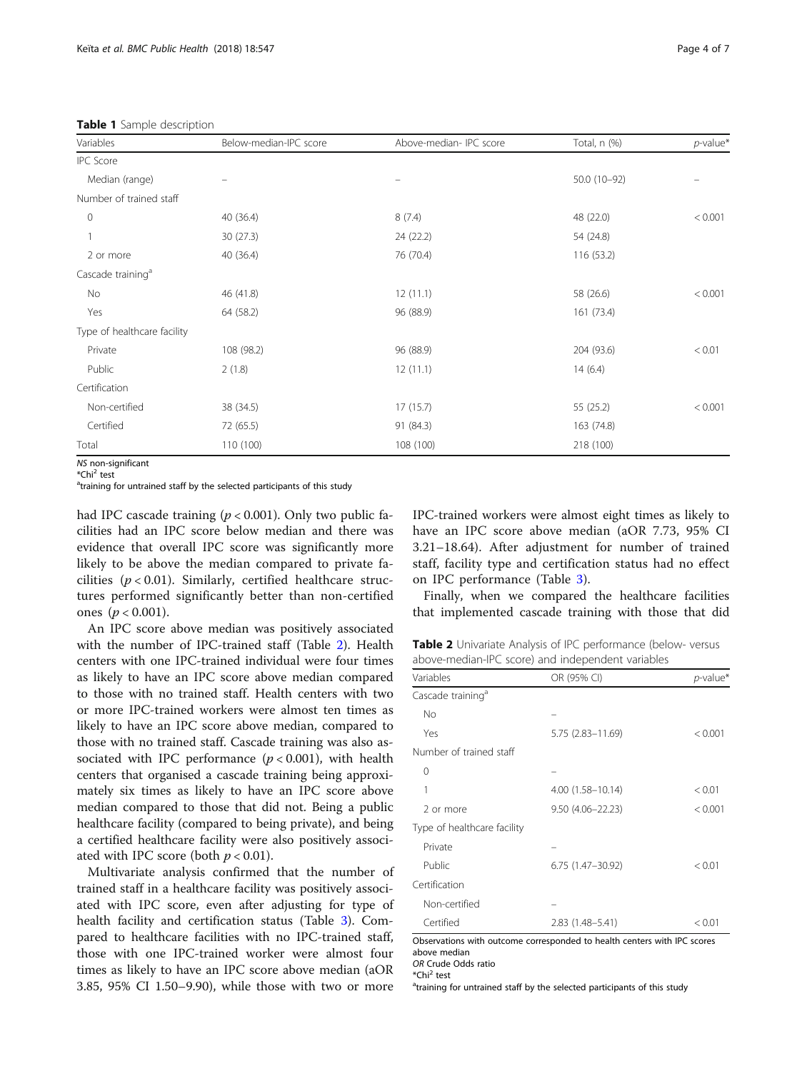**Table 1** Sample description

| Variables | Below-median-IPC score | Above-median- IPC score | Total, n (%) | *p*-value* |
|---|---|---|---|---|
| IPC Score | | | | |
| Median (range) | – | – | 50.0 (10–92) | – |
| Number of trained staff | | | | |
| 0 | 40 (36.4) | 8 (7.4) | 48 (22.0) | < 0.001 |
| 1 | 30 (27.3) | 24 (22.2) | 54 (24.8) | |
| 2 or more | 40 (36.4) | 76 (70.4) | 116 (53.2) | |
| Cascade training[a] | | | | |
| No | 46 (41.8) | 12 (11.1) | 58 (26.6) | < 0.001 |
| Yes | 64 (58.2) | 96 (88.9) | 161 (73.4) | |
| Type of healthcare facility | | | | |
| Private | 108 (98.2) | 96 (88.9) | 204 (93.6) | < 0.01 |
| Public | 2 (1.8) | 12 (11.1) | 14 (6.4) | |
| Certification | | | | |
| Non-certified | 38 (34.5) | 17 (15.7) | 55 (25.2) | < 0.001 |
| Certified | 72 (65.5) | 91 (84.3) | 163 (74.8) | |
| Total | 110 (100) | 108 (100) | 218 (100) | |

*NS* non-significant
*$Chi^2$ test
[a]training for untrained staff by the selected participants of this study

had IPC cascade training ($p < 0.001$). Only two public facilities had an IPC score below median and there was evidence that overall IPC score was significantly more likely to be above the median compared to private facilities ($p < 0.01$). Similarly, certified healthcare structures performed significantly better than non-certified ones ($p < 0.001$).

An IPC score above median was positively associated with the number of IPC-trained staff (Table 2). Health centers with one IPC-trained individual were four times as likely to have an IPC score above median compared to those with no trained staff. Health centers with two or more IPC-trained workers were almost ten times as likely to have an IPC score above median, compared to those with no trained staff. Cascade training was also associated with IPC performance ($p < 0.001$), with health centers that organised a cascade training being approximately six times as likely to have an IPC score above median compared to those that did not. Being a public healthcare facility (compared to being private), and being a certified healthcare facility were also positively associated with IPC score (both $p < 0.01$).

Multivariate analysis confirmed that the number of trained staff in a healthcare facility was positively associated with IPC score, even after adjusting for type of health facility and certification status (Table 3). Compared to healthcare facilities with no IPC-trained staff, those with one IPC-trained worker were almost four times as likely to have an IPC score above median (aOR 3.85, 95% CI 1.50–9.90), while those with two or more IPC-trained workers were almost eight times as likely to have an IPC score above median (aOR 7.73, 95% CI 3.21–18.64). After adjustment for number of trained staff, facility type and certification status had no effect on IPC performance (Table 3).

Finally, when we compared the healthcare facilities that implemented cascade training with those that did

**Table 2** Univariate Analysis of IPC performance (below- versus above-median-IPC score) and independent variables

| Variables | OR (95% CI) | *p*-value* |
|---|---|---|
| Cascade training[a] | | |
| No | – | |
| Yes | 5.75 (2.83–11.69) | < 0.001 |
| Number of trained staff | | |
| 0 | – | |
| 1 | 4.00 (1.58–10.14) | < 0.01 |
| 2 or more | 9.50 (4.06–22.23) | < 0.001 |
| Type of healthcare facility | | |
| Private | – | |
| Public | 6.75 (1.47–30.92) | < 0.01 |
| Certification | | |
| Non-certified | – | |
| Certified | 2.83 (1.48–5.41) | < 0.01 |

Observations with outcome corresponded to health centers with IPC scores above median
*OR* Crude Odds ratio
*$Chi^2$ test
[a]training for untrained staff by the selected participants of this study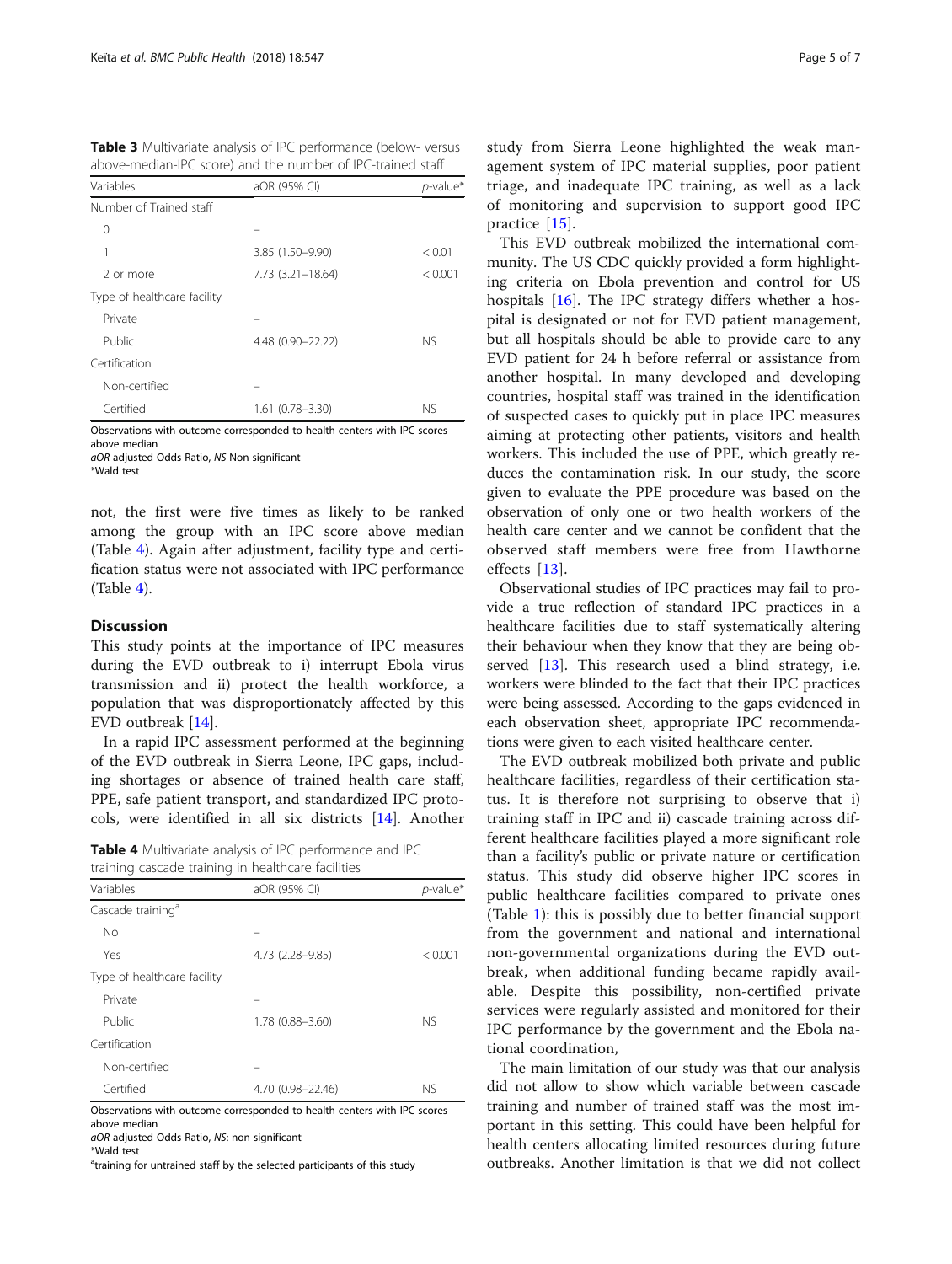**Table 3** Multivariate analysis of IPC performance (below- versus above-median-IPC score) and the number of IPC-trained staff

| Variables | aOR (95% CI) | p-value* |
|---|---|---|
| Number of Trained staff | | |
| 0 | – | |
| 1 | 3.85 (1.50–9.90) | < 0.01 |
| 2 or more | 7.73 (3.21–18.64) | < 0.001 |
| Type of healthcare facility | | |
| Private | – | |
| Public | 4.48 (0.90–22.22) | NS |
| Certification | | |
| Non-certified | – | |
| Certified | 1.61 (0.78–3.30) | NS |

Observations with outcome corresponded to health centers with IPC scores above median
*aOR* adjusted Odds Ratio, *NS* Non-significant
*Wald test

not, the first were five times as likely to be ranked among the group with an IPC score above median (Table 4). Again after adjustment, facility type and certification status were not associated with IPC performance (Table 4).

## Discussion

This study points at the importance of IPC measures during the EVD outbreak to i) interrupt Ebola virus transmission and ii) protect the health workforce, a population that was disproportionately affected by this EVD outbreak [14].

In a rapid IPC assessment performed at the beginning of the EVD outbreak in Sierra Leone, IPC gaps, including shortages or absence of trained health care staff, PPE, safe patient transport, and standardized IPC protocols, were identified in all six districts [14]. Another study from Sierra Leone highlighted the weak management system of IPC material supplies, poor patient triage, and inadequate IPC training, as well as a lack of monitoring and supervision to support good IPC practice [15].

**Table 4** Multivariate analysis of IPC performance and IPC training cascade training in healthcare facilities

| Variables | aOR (95% CI) | p-value* |
|---|---|---|
| Cascade training[a] | | |
| No | – | |
| Yes | 4.73 (2.28–9.85) | < 0.001 |
| Type of healthcare facility | | |
| Private | – | |
| Public | 1.78 (0.88–3.60) | NS |
| Certification | | |
| Non-certified | – | |
| Certified | 4.70 (0.98–22.46) | NS |

Observations with outcome corresponded to health centers with IPC scores above median
*aOR* adjusted Odds Ratio, *NS*: non-significant
*Wald test
[a]training for untrained staff by the selected participants of this study

This EVD outbreak mobilized the international community. The US CDC quickly provided a form highlighting criteria on Ebola prevention and control for US hospitals [16]. The IPC strategy differs whether a hospital is designated or not for EVD patient management, but all hospitals should be able to provide care to any EVD patient for 24 h before referral or assistance from another hospital. In many developed and developing countries, hospital staff was trained in the identification of suspected cases to quickly put in place IPC measures aiming at protecting other patients, visitors and health workers. This included the use of PPE, which greatly reduces the contamination risk. In our study, the score given to evaluate the PPE procedure was based on the observation of only one or two health workers of the health care center and we cannot be confident that the observed staff members were free from Hawthorne effects [13].

Observational studies of IPC practices may fail to provide a true reflection of standard IPC practices in a healthcare facilities due to staff systematically altering their behaviour when they know that they are being observed [13]. This research used a blind strategy, i.e. workers were blinded to the fact that their IPC practices were being assessed. According to the gaps evidenced in each observation sheet, appropriate IPC recommendations were given to each visited healthcare center.

The EVD outbreak mobilized both private and public healthcare facilities, regardless of their certification status. It is therefore not surprising to observe that i) training staff in IPC and ii) cascade training across different healthcare facilities played a more significant role than a facility's public or private nature or certification status. This study did observe higher IPC scores in public healthcare facilities compared to private ones (Table 1): this is possibly due to better financial support from the government and national and international non-governmental organizations during the EVD outbreak, when additional funding became rapidly available. Despite this possibility, non-certified private services were regularly assisted and monitored for their IPC performance by the government and the Ebola national coordination,

The main limitation of our study was that our analysis did not allow to show which variable between cascade training and number of trained staff was the most important in this setting. This could have been helpful for health centers allocating limited resources during future outbreaks. Another limitation is that we did not collect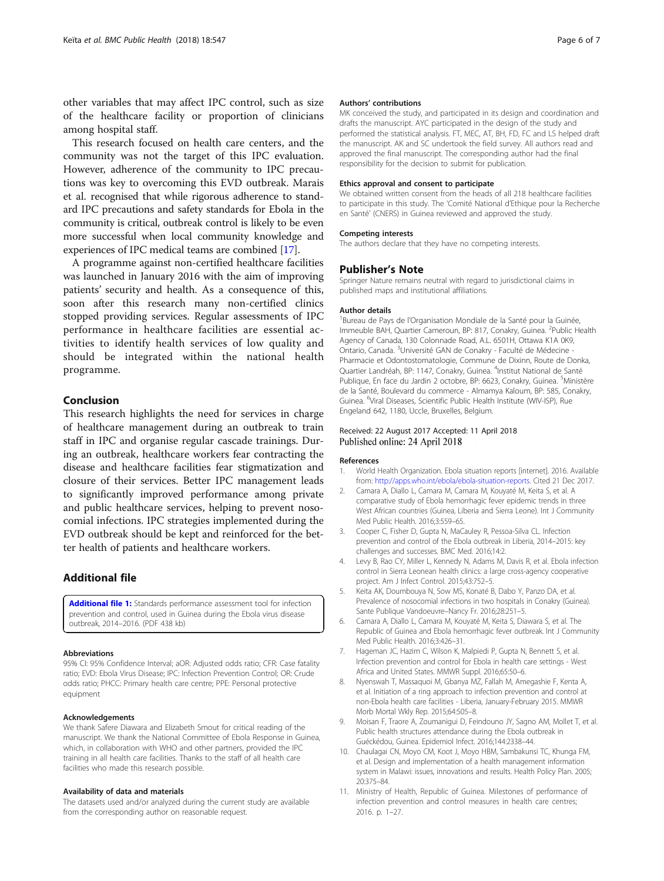other variables that may affect IPC control, such as size of the healthcare facility or proportion of clinicians among hospital staff.

This research focused on health care centers, and the community was not the target of this IPC evaluation. However, adherence of the community to IPC precautions was key to overcoming this EVD outbreak. Marais et al. recognised that while rigorous adherence to standard IPC precautions and safety standards for Ebola in the community is critical, outbreak control is likely to be even more successful when local community knowledge and experiences of IPC medical teams are combined [17].

A programme against non-certified healthcare facilities was launched in January 2016 with the aim of improving patients' security and health. As a consequence of this, soon after this research many non-certified clinics stopped providing services. Regular assessments of IPC performance in healthcare facilities are essential activities to identify health services of low quality and should be integrated within the national health programme.

## Conclusion

This research highlights the need for services in charge of healthcare management during an outbreak to train staff in IPC and organise regular cascade trainings. During an outbreak, healthcare workers fear contracting the disease and healthcare facilities fear stigmatization and closure of their services. Better IPC management leads to significantly improved performance among private and public healthcare services, helping to prevent nosocomial infections. IPC strategies implemented during the EVD outbreak should be kept and reinforced for the better health of patients and healthcare workers.

## Additional file

**Additional file 1:** Standards performance assessment tool for infection prevention and control, used in Guinea during the Ebola virus disease outbreak, 2014–2016. (PDF 438 kb)

#### Abbreviations

95% CI: 95% Confidence Interval; aOR: Adjusted odds ratio; CFR: Case fatality ratio; EVD: Ebola Virus Disease; IPC: Infection Prevention Control; OR: Crude odds ratio; PHCC: Primary health care centre; PPE: Personal protective equipment

#### Acknowledgements

We thank Safere Diawara and Elizabeth Smout for critical reading of the manuscript. We thank the National Committee of Ebola Response in Guinea, which, in collaboration with WHO and other partners, provided the IPC training in all health care facilities. Thanks to the staff of all health care facilities who made this research possible.

#### Availability of data and materials

The datasets used and/or analyzed during the current study are available from the corresponding author on reasonable request.

#### Authors' contributions

MK conceived the study, and participated in its design and coordination and drafts the manuscript. AYC participated in the design of the study and performed the statistical analysis. FT, MEC, AT, BH, FD, FC and LS helped draft the manuscript. AK and SC undertook the field survey. All authors read and approved the final manuscript. The corresponding author had the final responsibility for the decision to submit for publication.

#### Ethics approval and consent to participate

We obtained written consent from the heads of all 218 healthcare facilities to participate in this study. The 'Comité National d'Ethique pour la Recherche en Santé' (CNERS) in Guinea reviewed and approved the study.

#### Competing interests

The authors declare that they have no competing interests.

## Publisher's Note

Springer Nature remains neutral with regard to jurisdictional claims in published maps and institutional affiliations.

#### Author details

[1]Bureau de Pays de l'Organisation Mondiale de la Santé pour la Guinée, Immeuble BAH, Quartier Cameroun, BP: 817, Conakry, Guinea. [2]Public Health Agency of Canada, 130 Colonnade Road, A.L. 6501H, Ottawa K1A 0K9, Ontario, Canada. [3]Université GAN de Conakry - Faculté de Médecine - Pharmacie et Odontostomatologie, Commune de Dixinn, Route de Donka, Quartier Landréah, BP: 1147, Conakry, Guinea. [4]Institut National de Santé Publique, En face du Jardin 2 octobre, BP: 6623, Conakry, Guinea. [5]Ministère de la Santé, Boulevard du commerce - Almamya Kaloum, BP: 585, Conakry, Guinea. [6]Viral Diseases, Scientific Public Health Institute (WIV-ISP), Rue Engeland 642, 1180, Uccle, Bruxelles, Belgium.

Received: 22 August 2017 Accepted: 11 April 2018
Published online: 24 April 2018

#### References

1. World Health Organization. Ebola situation reports [internet]. 2016. Available from: http://apps.who.int/ebola/ebola-situation-reports. Cited 21 Dec 2017.
2. Camara A, Diallo L, Camara M, Camara M, Kouyaté M, Keita S, et al. A comparative study of Ebola hemorrhagic fever epidemic trends in three West African countries (Guinea, Liberia and Sierra Leone). Int J Community Med Public Health. 2016;3:559–65.
3. Cooper C, Fisher D, Gupta N, MaCauley R, Pessoa-Silva CL. Infection prevention and control of the Ebola outbreak in Liberia, 2014–2015: key challenges and successes. BMC Med. 2016;14:2.
4. Levy B, Rao CY, Miller L, Kennedy N, Adams M, Davis R, et al. Ebola infection control in Sierra Leonean health clinics: a large cross-agency cooperative project. Am J Infect Control. 2015;43:752–5.
5. Keita AK, Doumbouya N, Sow MS, Konaté B, Dabo Y, Panzo DA, et al. Prevalence of nosocomial infections in two hospitals in Conakry (Guinea). Sante Publique Vandoeuvre–Nancy Fr. 2016;28:251–5.
6. Camara A, Diallo L, Camara M, Kouyaté M, Keita S, Diawara S, et al. The Republic of Guinea and Ebola hemorrhagic fever outbreak. Int J Community Med Public Health. 2016;3:426–31.
7. Hageman JC, Hazim C, Wilson K, Malpiedi P, Gupta N, Bennett S, et al. Infection prevention and control for Ebola in health care settings - West Africa and United States. MMWR Suppl. 2016;65:50–6.
8. Nyenswah T, Massaquoi M, Gbanya MZ, Fallah M, Amegashie F, Kenta A, et al. Initiation of a ring approach to infection prevention and control at non-Ebola health care facilities - Liberia, January-February 2015. MMWR Morb Mortal Wkly Rep. 2015;64:505–8.
9. Moisan F, Traore A, Zoumanigui D, Feindouno JY, Sagno AM, Mollet T, et al. Public health structures attendance during the Ebola outbreak in Guéckédou, Guinea. Epidemiol Infect. 2016;144:2338–44.
10. Chaulagai CN, Moyo CM, Koot J, Moyo HBM, Sambakunsi TC, Khunga FM, et al. Design and implementation of a health management information system in Malawi: issues, innovations and results. Health Policy Plan. 2005; 20:375–84.
11. Ministry of Health, Republic of Guinea. Milestones of performance of infection prevention and control measures in health care centres; 2016. p. 1–27.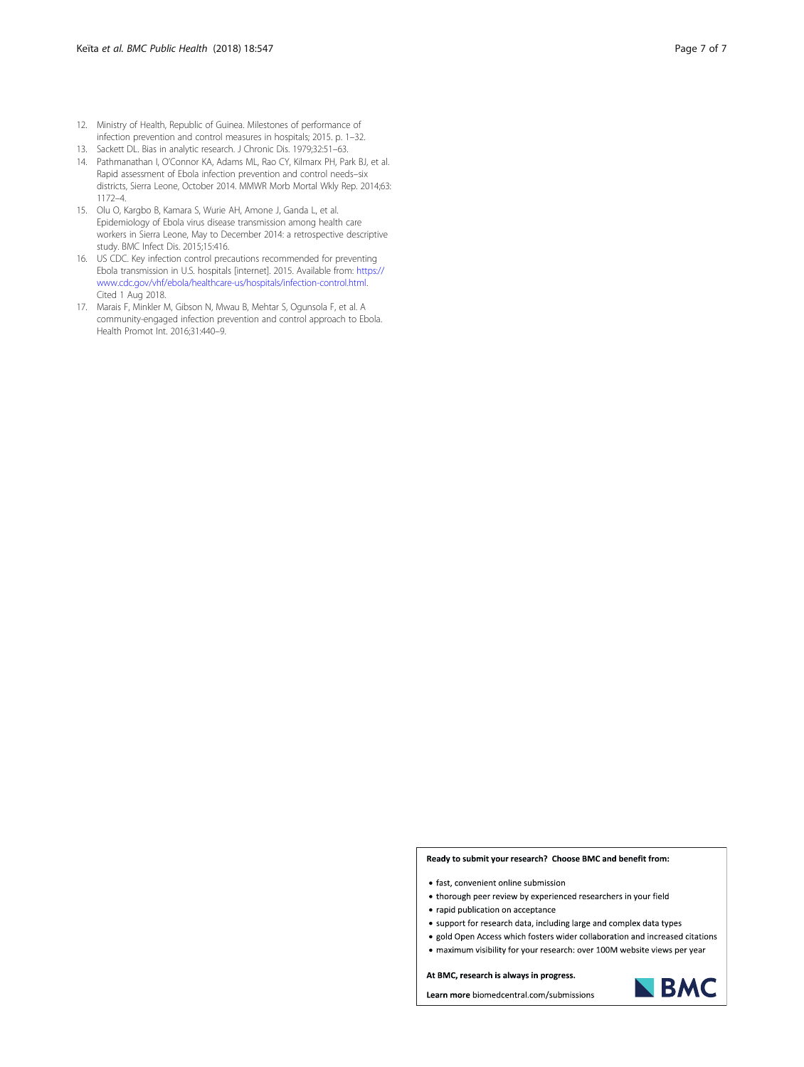12. Ministry of Health, Republic of Guinea. Milestones of performance of infection prevention and control measures in hospitals; 2015. p. 1–32.
13. Sackett DL. Bias in analytic research. J Chronic Dis. 1979;32:51–63.
14. Pathmanathan I, O'Connor KA, Adams ML, Rao CY, Kilmarx PH, Park BJ, et al. Rapid assessment of Ebola infection prevention and control needs–six districts, Sierra Leone, October 2014. MMWR Morb Mortal Wkly Rep. 2014;63:1172–4.
15. Olu O, Kargbo B, Kamara S, Wurie AH, Amone J, Ganda L, et al. Epidemiology of Ebola virus disease transmission among health care workers in Sierra Leone, May to December 2014: a retrospective descriptive study. BMC Infect Dis. 2015;15:416.
16. US CDC. Key infection control precautions recommended for preventing Ebola transmission in U.S. hospitals [internet]. 2015. Available from: https://www.cdc.gov/vhf/ebola/healthcare-us/hospitals/infection-control.html. Cited 1 Aug 2018.
17. Marais F, Minkler M, Gibson N, Mwau B, Mehtar S, Ogunsola F, et al. A community-engaged infection prevention and control approach to Ebola. Health Promot Int. 2016;31:440–9.

**Ready to submit your research? Choose BMC and benefit from:**

- fast, convenient online submission
- thorough peer review by experienced researchers in your field
- rapid publication on acceptance
- support for research data, including large and complex data types
- gold Open Access which fosters wider collaboration and increased citations
- maximum visibility for your research: over 100M website views per year

**At BMC, research is always in progress.**

**Learn more** biomedcentral.com/submissions